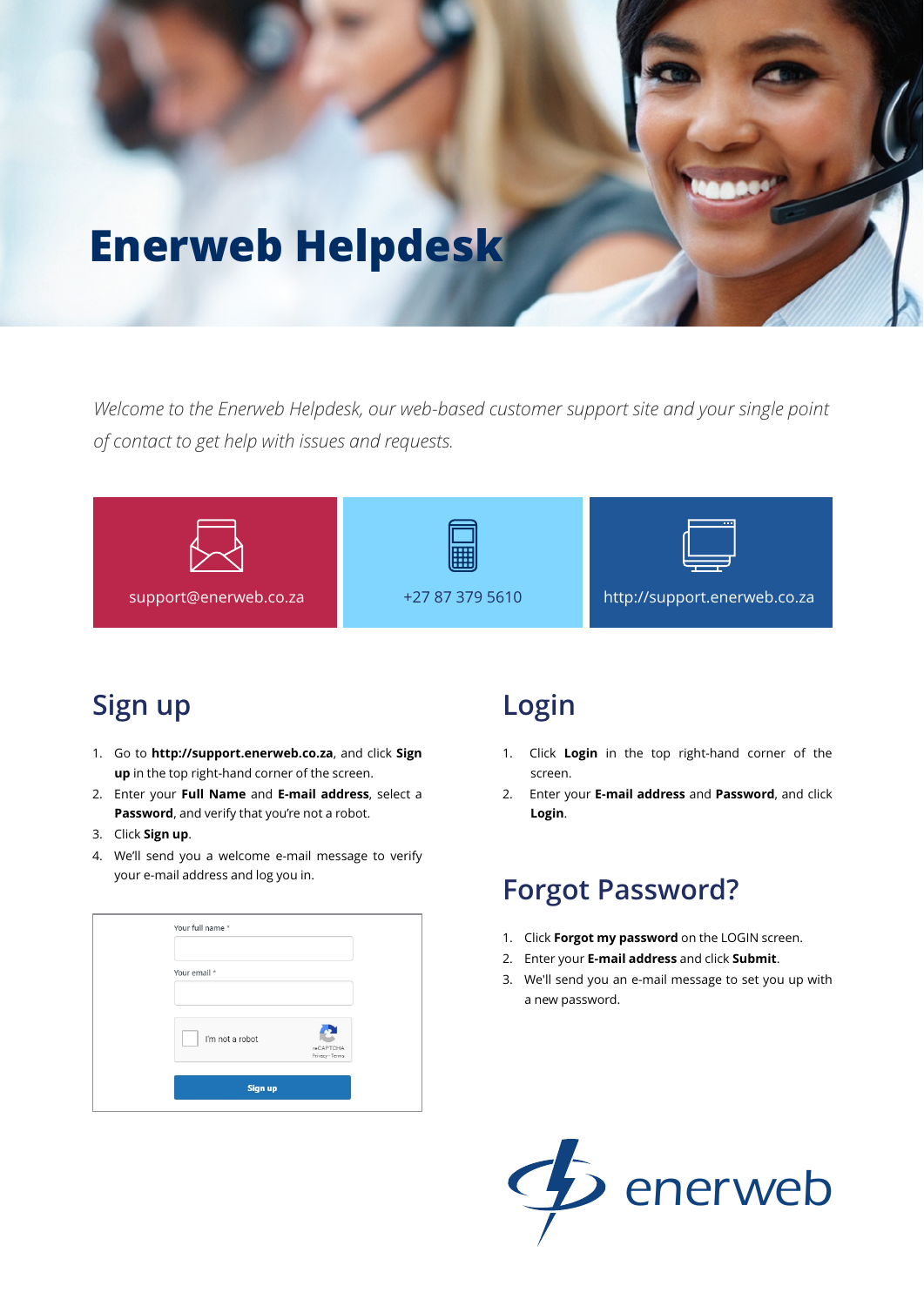# Enerweb Helpdesk

*Welcome to the Enerweb Helpdesk, our web-based customer support site and your single point of contact to get help with issues and requests.*

support@enerweb.co.za

+27 87 379 5610

http://support.enerweb.co.za

## Sign up

1. Go to **http://support.enerweb.co.za**, and click **Sign up** in the top right-hand corner of the screen.
2. Enter your **Full Name** and **E-mail address**, select a **Password**, and verify that you're not a robot.
3. Click **Sign up**.
4. We'll send you a welcome e-mail message to verify your e-mail address and log you in.

Your full name *

Your email *

I'm not a robot

Sign up

## Login

1. Click **Login** in the top right-hand corner of the screen.
2. Enter your **E-mail address** and **Password**, and click **Login**.

## Forgot Password?

1. Click **Forgot my password** on the LOGIN screen.
2. Enter your **E-mail address** and click **Submit**.
3. We'll send you an e-mail message to set you up with a new password.

enerweb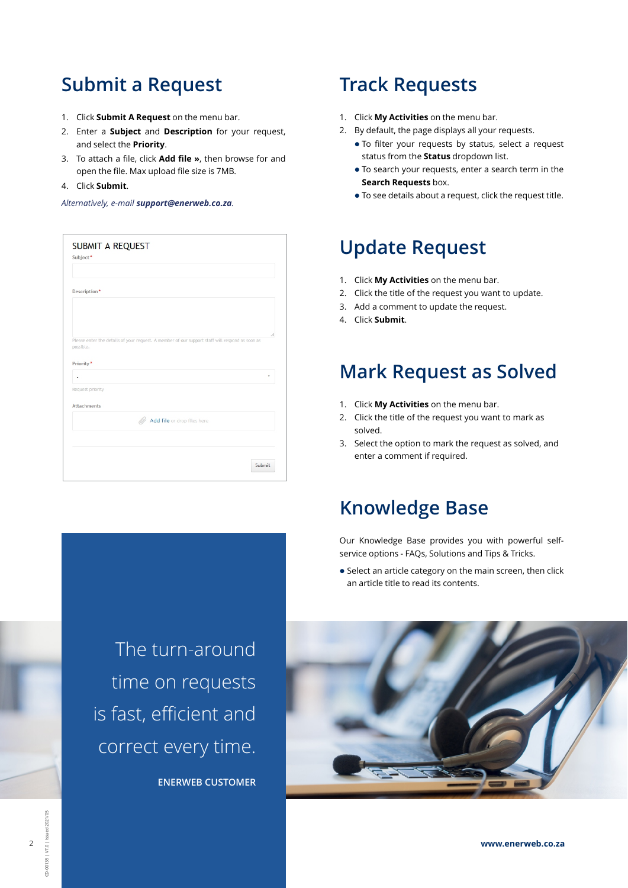## Submit a Request

1. Click **Submit A Request** on the menu bar.
2. Enter a **Subject** and **Description** for your request, and select the **Priority**.
3. To attach a file, click **Add file »**, then browse for and open the file. Max upload file size is 7MB.
4. Click **Submit**.

*Alternatively, e-mail* ***support@enerweb.co.za****.*

SUBMIT A REQUEST

Subject*

Description*

Please enter the details of your request. A member of our support staff will respond as soon as possible.

Priority*

-

Request priority

Attachments

Add file or drop files here

Submit

> The turn-around time on requests is fast, efficient and correct every time.
>
> **ENERWEB CUSTOMER**

## Track Requests

1. Click **My Activities** on the menu bar.
2. By default, the page displays all your requests.
   - To filter your requests by status, select a request status from the **Status** dropdown list.
   - To search your requests, enter a search term in the **Search Requests** box.
   - To see details about a request, click the request title.

## Update Request

1. Click **My Activities** on the menu bar.
2. Click the title of the request you want to update.
3. Add a comment to update the request.
4. Click **Submit**.

## Mark Request as Solved

1. Click **My Activities** on the menu bar.
2. Click the title of the request you want to mark as solved.
3. Select the option to mark the request as solved, and enter a comment if required.

## Knowledge Base

Our Knowledge Base provides you with powerful self-service options - FAQs, Solutions and Tips & Tricks.

- Select an article category on the main screen, then click an article title to read its contents.

CD-00135 | V7.0 | Issued 2021/05

**www.enerweb.co.za**